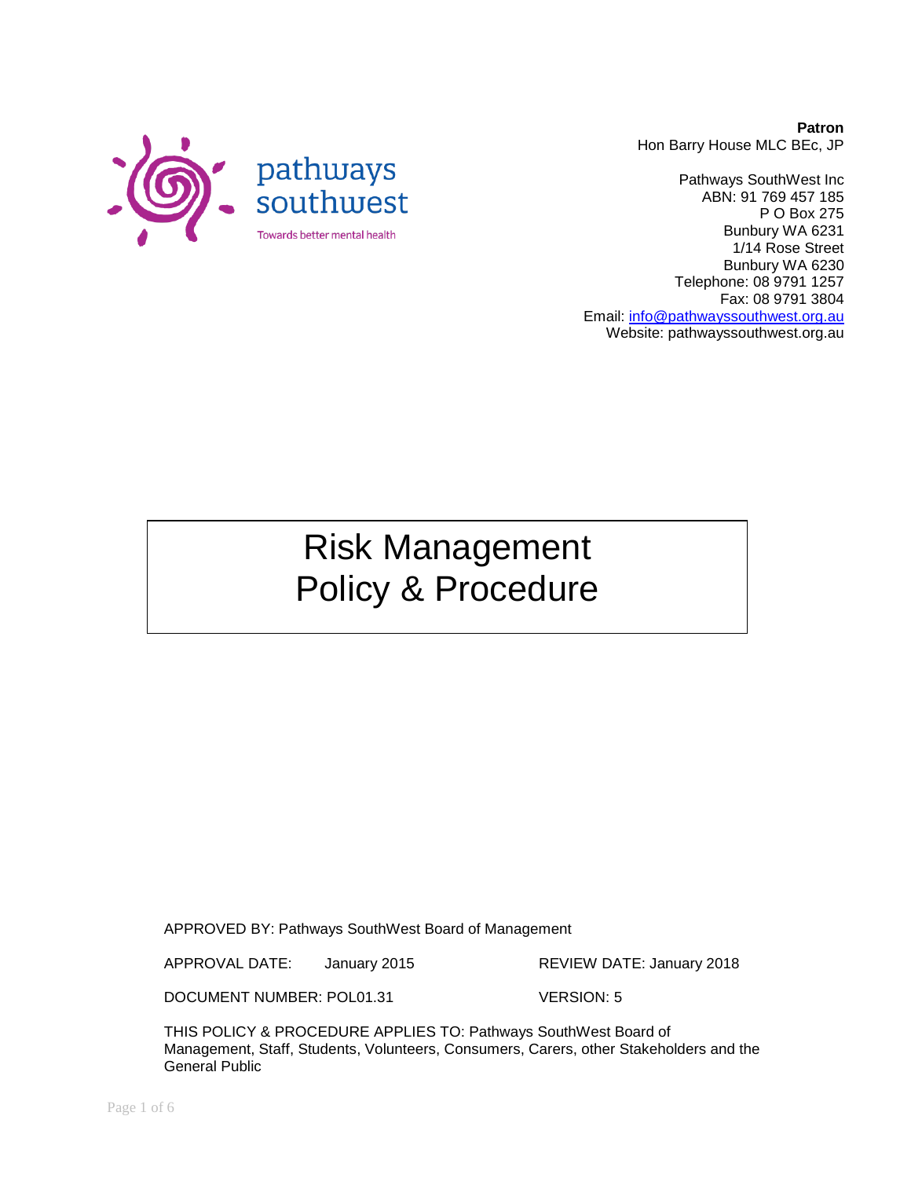pathways southwest

Towards better mental health

**Patron**
Hon Barry House MLC BEc, JP

Pathways SouthWest Inc
ABN: 91 769 457 185
P O Box 275
Bunbury WA 6231
1/14 Rose Street
Bunbury WA 6230
Telephone: 08 9791 1257
Fax: 08 9791 3804
Email: info@pathwayssouthwest.org.au
Website: pathwayssouthwest.org.au

# Risk Management Policy & Procedure

APPROVED BY: Pathways SouthWest Board of Management

APPROVAL DATE: January 2015 REVIEW DATE: January 2018

DOCUMENT NUMBER: POL01.31 VERSION: 5

THIS POLICY & PROCEDURE APPLIES TO: Pathways SouthWest Board of Management, Staff, Students, Volunteers, Consumers, Carers, other Stakeholders and the General Public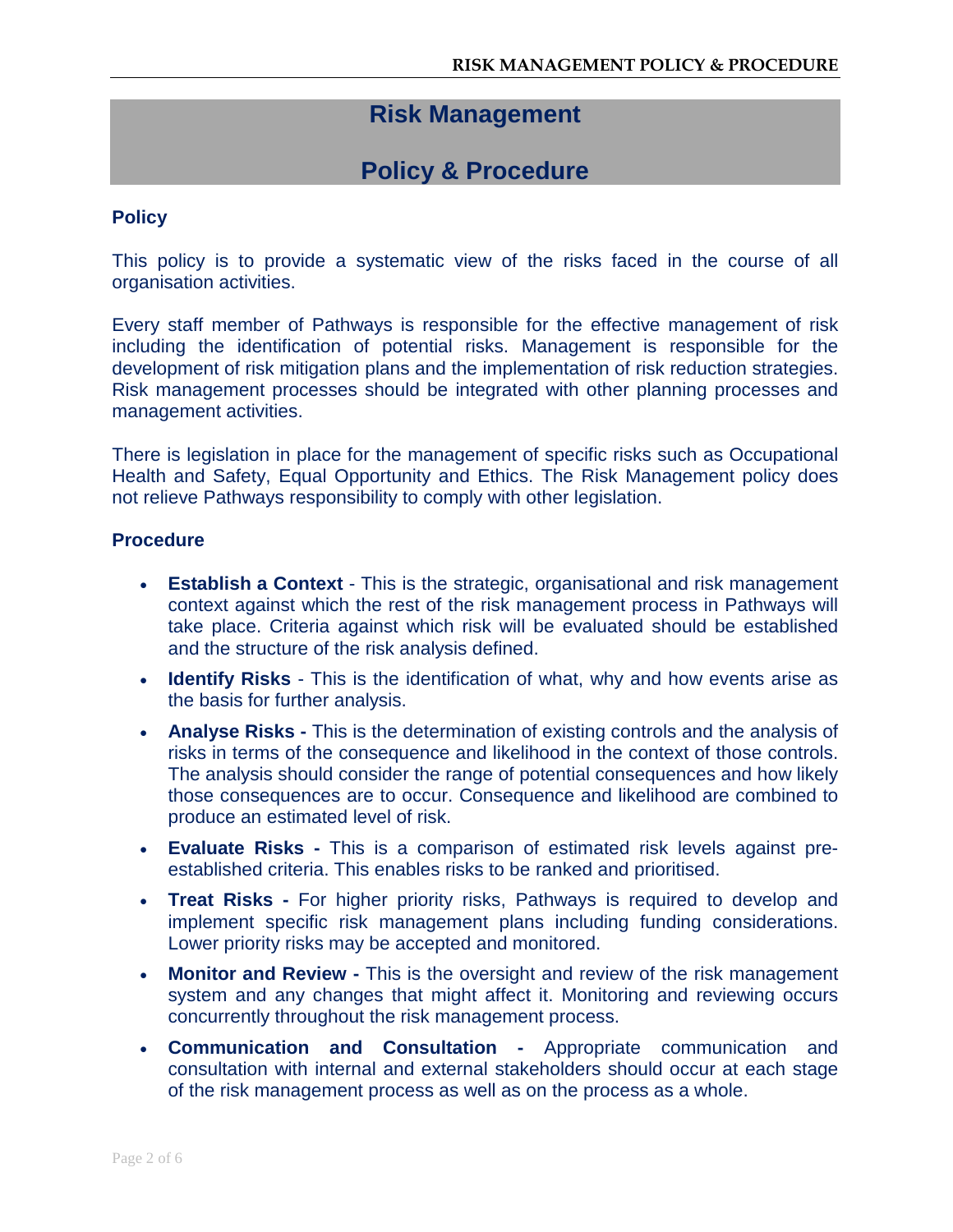# Risk Management

# Policy & Procedure

## Policy

This policy is to provide a systematic view of the risks faced in the course of all organisation activities.

Every staff member of Pathways is responsible for the effective management of risk including the identification of potential risks. Management is responsible for the development of risk mitigation plans and the implementation of risk reduction strategies. Risk management processes should be integrated with other planning processes and management activities.

There is legislation in place for the management of specific risks such as Occupational Health and Safety, Equal Opportunity and Ethics. The Risk Management policy does not relieve Pathways responsibility to comply with other legislation.

## Procedure

- **Establish a Context** - This is the strategic, organisational and risk management context against which the rest of the risk management process in Pathways will take place. Criteria against which risk will be evaluated should be established and the structure of the risk analysis defined.
- **Identify Risks** - This is the identification of what, why and how events arise as the basis for further analysis.
- **Analyse Risks -** This is the determination of existing controls and the analysis of risks in terms of the consequence and likelihood in the context of those controls. The analysis should consider the range of potential consequences and how likely those consequences are to occur. Consequence and likelihood are combined to produce an estimated level of risk.
- **Evaluate Risks -** This is a comparison of estimated risk levels against pre-established criteria. This enables risks to be ranked and prioritised.
- **Treat Risks -** For higher priority risks, Pathways is required to develop and implement specific risk management plans including funding considerations. Lower priority risks may be accepted and monitored.
- **Monitor and Review -** This is the oversight and review of the risk management system and any changes that might affect it. Monitoring and reviewing occurs concurrently throughout the risk management process.
- **Communication and Consultation -** Appropriate communication and consultation with internal and external stakeholders should occur at each stage of the risk management process as well as on the process as a whole.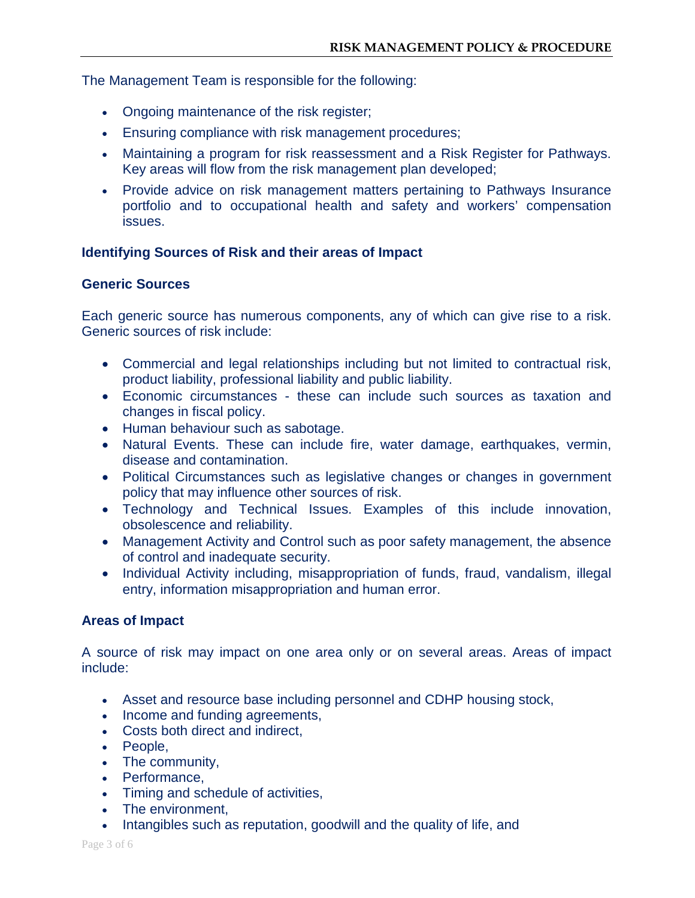The Management Team is responsible for the following:

- Ongoing maintenance of the risk register;
- Ensuring compliance with risk management procedures;
- Maintaining a program for risk reassessment and a Risk Register for Pathways. Key areas will flow from the risk management plan developed;
- Provide advice on risk management matters pertaining to Pathways Insurance portfolio and to occupational health and safety and workers' compensation issues.

## Identifying Sources of Risk and their areas of Impact

### Generic Sources

Each generic source has numerous components, any of which can give rise to a risk. Generic sources of risk include:

- Commercial and legal relationships including but not limited to contractual risk, product liability, professional liability and public liability.
- Economic circumstances - these can include such sources as taxation and changes in fiscal policy.
- Human behaviour such as sabotage.
- Natural Events. These can include fire, water damage, earthquakes, vermin, disease and contamination.
- Political Circumstances such as legislative changes or changes in government policy that may influence other sources of risk.
- Technology and Technical Issues. Examples of this include innovation, obsolescence and reliability.
- Management Activity and Control such as poor safety management, the absence of control and inadequate security.
- Individual Activity including, misappropriation of funds, fraud, vandalism, illegal entry, information misappropriation and human error.

### Areas of Impact

A source of risk may impact on one area only or on several areas. Areas of impact include:

- Asset and resource base including personnel and CDHP housing stock,
- Income and funding agreements,
- Costs both direct and indirect,
- People,
- The community,
- Performance,
- Timing and schedule of activities,
- The environment,
- Intangibles such as reputation, goodwill and the quality of life, and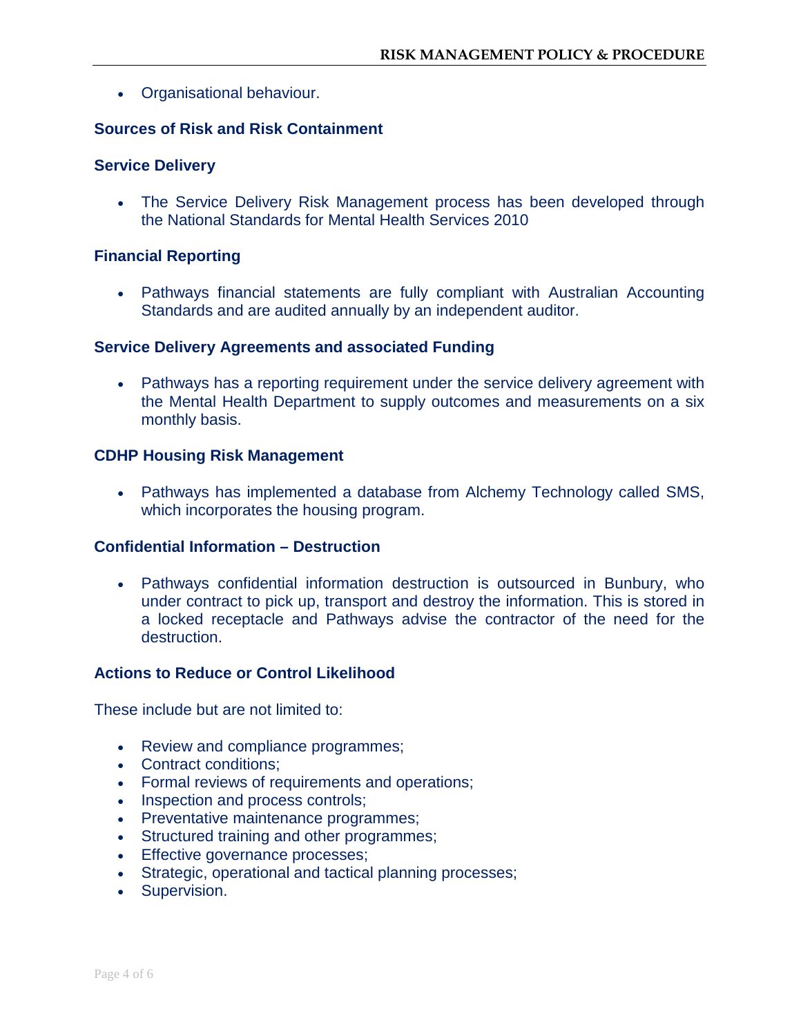- Organisational behaviour.

**Sources of Risk and Risk Containment**

**Service Delivery**

- The Service Delivery Risk Management process has been developed through the National Standards for Mental Health Services 2010

**Financial Reporting**

- Pathways financial statements are fully compliant with Australian Accounting Standards and are audited annually by an independent auditor.

**Service Delivery Agreements and associated Funding**

- Pathways has a reporting requirement under the service delivery agreement with the Mental Health Department to supply outcomes and measurements on a six monthly basis.

**CDHP Housing Risk Management**

- Pathways has implemented a database from Alchemy Technology called SMS, which incorporates the housing program.

**Confidential Information – Destruction**

- Pathways confidential information destruction is outsourced in Bunbury, who under contract to pick up, transport and destroy the information. This is stored in a locked receptacle and Pathways advise the contractor of the need for the destruction.

**Actions to Reduce or Control Likelihood**

These include but are not limited to:

- Review and compliance programmes;
- Contract conditions;
- Formal reviews of requirements and operations;
- Inspection and process controls;
- Preventative maintenance programmes;
- Structured training and other programmes;
- Effective governance processes;
- Strategic, operational and tactical planning processes;
- Supervision.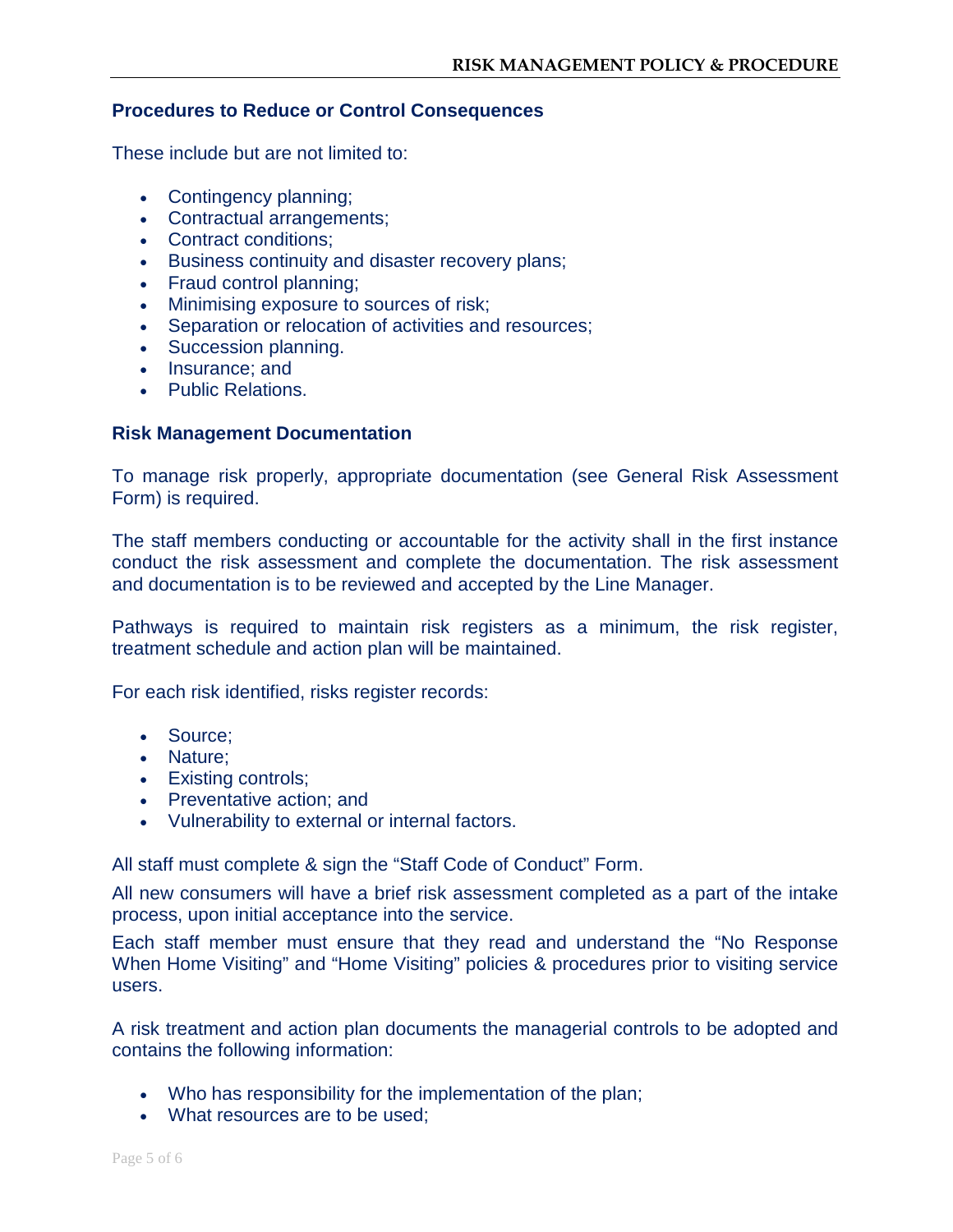### Procedures to Reduce or Control Consequences

These include but are not limited to:

- Contingency planning;
- Contractual arrangements;
- Contract conditions;
- Business continuity and disaster recovery plans;
- Fraud control planning;
- Minimising exposure to sources of risk;
- Separation or relocation of activities and resources;
- Succession planning.
- Insurance; and
- Public Relations.

### Risk Management Documentation

To manage risk properly, appropriate documentation (see General Risk Assessment Form) is required.

The staff members conducting or accountable for the activity shall in the first instance conduct the risk assessment and complete the documentation. The risk assessment and documentation is to be reviewed and accepted by the Line Manager.

Pathways is required to maintain risk registers as a minimum, the risk register, treatment schedule and action plan will be maintained.

For each risk identified, risks register records:

- Source;
- Nature;
- Existing controls;
- Preventative action; and
- Vulnerability to external or internal factors.

All staff must complete & sign the "Staff Code of Conduct" Form.

All new consumers will have a brief risk assessment completed as a part of the intake process, upon initial acceptance into the service.

Each staff member must ensure that they read and understand the "No Response When Home Visiting" and "Home Visiting" policies & procedures prior to visiting service users.

A risk treatment and action plan documents the managerial controls to be adopted and contains the following information:

- Who has responsibility for the implementation of the plan;
- What resources are to be used;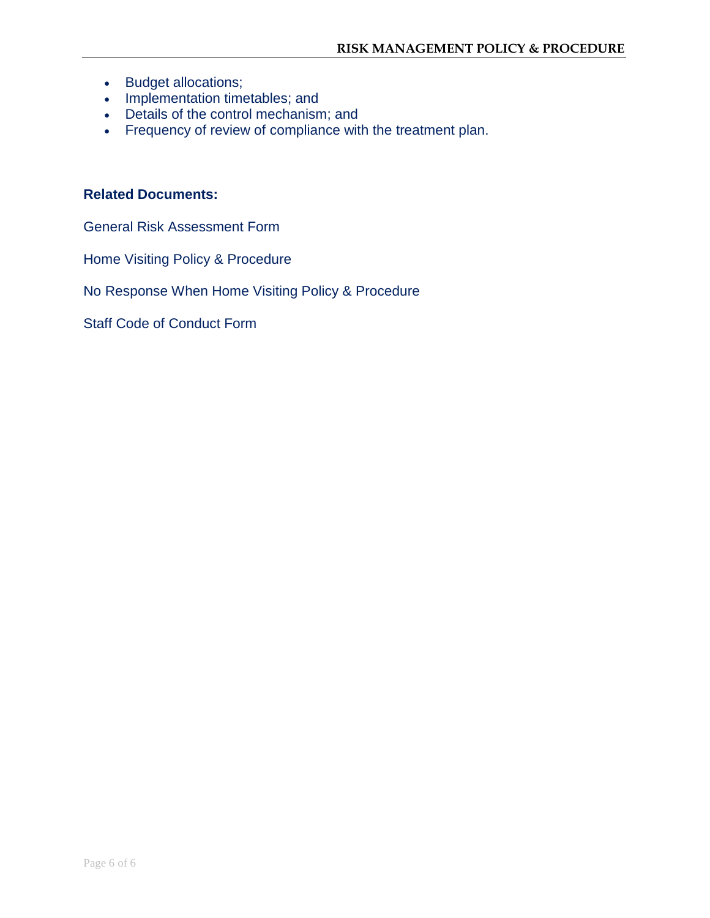- Budget allocations;
- Implementation timetables; and
- Details of the control mechanism; and
- Frequency of review of compliance with the treatment plan.

**Related Documents:**

General Risk Assessment Form

Home Visiting Policy & Procedure

No Response When Home Visiting Policy & Procedure

Staff Code of Conduct Form